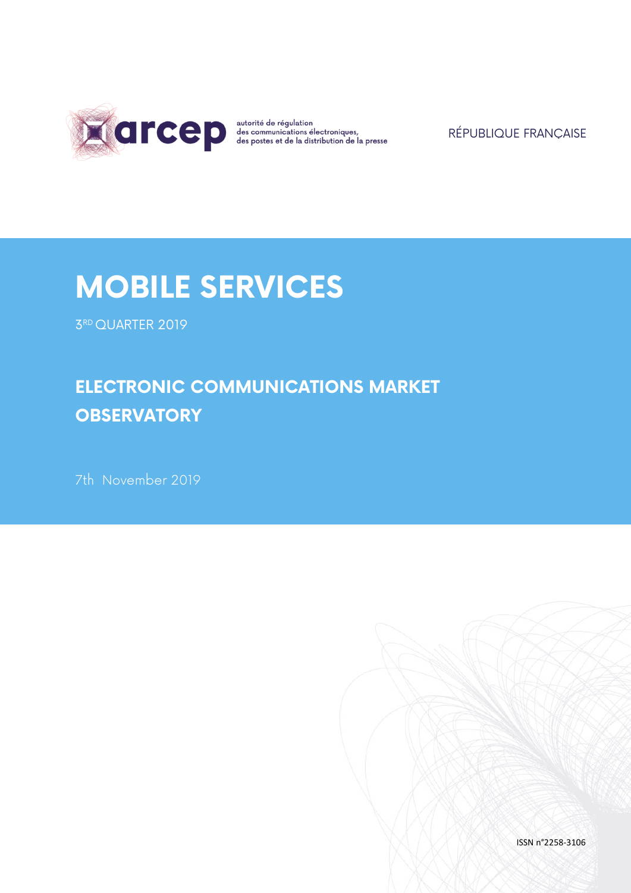arcep

autorité de régulation
des communications électroniques,
des postes et de la distribution de la presse

RÉPUBLIQUE FRANÇAISE

# MOBILE SERVICES

3RD QUARTER 2019

## ELECTRONIC COMMUNICATIONS MARKET OBSERVATORY

7th November 2019

ISSN n°2258-3106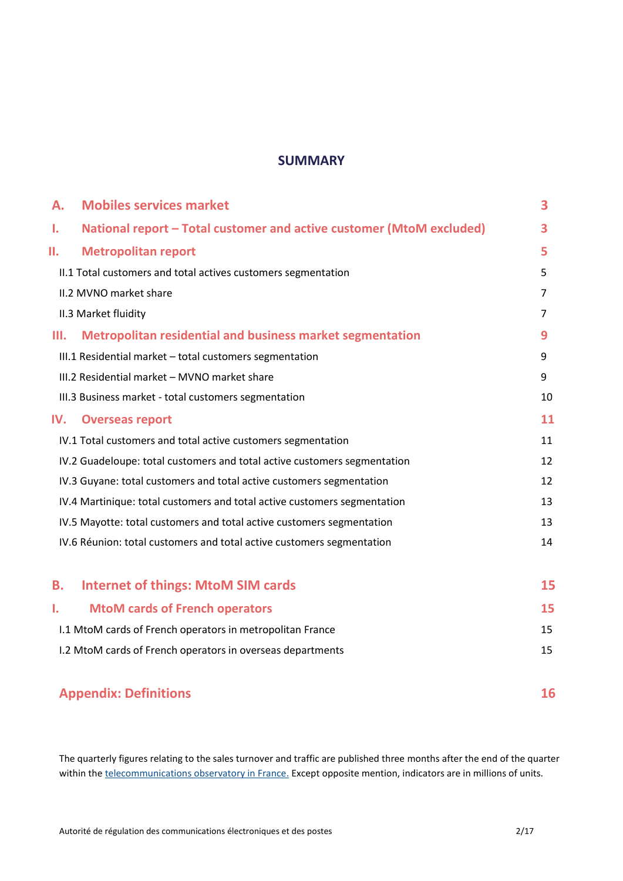## SUMMARY

| | | |
|---|---|---|
| **A.** | **Mobiles services market** | **3** |
| **I.** | **National report – Total customer and active customer (MtoM excluded)** | **3** |
| **II.** | **Metropolitan report** | **5** |
| | II.1 Total customers and total actives customers segmentation | 5 |
| | II.2 MVNO market share | 7 |
| | II.3 Market fluidity | 7 |
| **III.** | **Metropolitan residential and business market segmentation** | **9** |
| | III.1 Residential market – total customers segmentation | 9 |
| | III.2 Residential market – MVNO market share | 9 |
| | III.3 Business market - total customers segmentation | 10 |
| **IV.** | **Overseas report** | **11** |
| | IV.1 Total customers and total active customers segmentation | 11 |
| | IV.2 Guadeloupe: total customers and total active customers segmentation | 12 |
| | IV.3 Guyane: total customers and total active customers segmentation | 12 |
| | IV.4 Martinique: total customers and total active customers segmentation | 13 |
| | IV.5 Mayotte: total customers and total active customers segmentation | 13 |
| | IV.6 Réunion: total customers and total active customers segmentation | 14 |
| **B.** | **Internet of things: MtoM SIM cards** | **15** |
| **I.** | **MtoM cards of French operators** | **15** |
| | I.1 MtoM cards of French operators in metropolitan France | 15 |
| | I.2 MtoM cards of French operators in overseas departments | 15 |
| | **Appendix: Definitions** | **16** |

The quarterly figures relating to the sales turnover and traffic are published three months after the end of the quarter within the telecommunications observatory in France. Except opposite mention, indicators are in millions of units.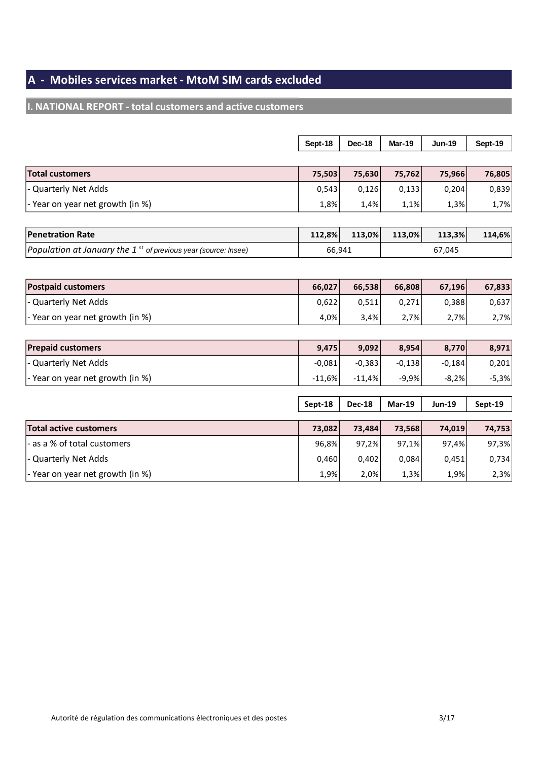## A - Mobiles services market - MtoM SIM cards excluded

### I. NATIONAL REPORT - total customers and active customers

| | Sept-18 | Dec-18 | Mar-19 | Jun-19 | Sept-19 |
|---|---|---|---|---|---|
| **Total customers** | **75,503** | **75,630** | **75,762** | **75,966** | **76,805** |
| - Quarterly Net Adds | 0,543 | 0,126 | 0,133 | 0,204 | 0,839 |
| - Year on year net growth (in %) | 1,8% | 1,4% | 1,1% | 1,3% | 1,7% |

| | Sept-18 | Dec-18 | Mar-19 | Jun-19 | Sept-19 |
|---|---|---|---|---|---|
| **Penetration Rate** | **112,8%** | **113,0%** | **113,0%** | **113,3%** | **114,6%** |
| *Population at January the 1st of previous year (source: Insee)* | 66,941 | | 67,045 | | |

| | Sept-18 | Dec-18 | Mar-19 | Jun-19 | Sept-19 |
|---|---|---|---|---|---|
| **Postpaid customers** | **66,027** | **66,538** | **66,808** | **67,196** | **67,833** |
| - Quarterly Net Adds | 0,622 | 0,511 | 0,271 | 0,388 | 0,637 |
| - Year on year net growth (in %) | 4,0% | 3,4% | 2,7% | 2,7% | 2,7% |

| | Sept-18 | Dec-18 | Mar-19 | Jun-19 | Sept-19 |
|---|---|---|---|---|---|
| **Prepaid customers** | **9,475** | **9,092** | **8,954** | **8,770** | **8,971** |
| - Quarterly Net Adds | -0,081 | -0,383 | -0,138 | -0,184 | 0,201 |
| - Year on year net growth (in %) | -11,6% | -11,4% | -9,9% | -8,2% | -5,3% |

| | Sept-18 | Dec-18 | Mar-19 | Jun-19 | Sept-19 |
|---|---|---|---|---|---|
| **Total active customers** | **73,082** | **73,484** | **73,568** | **74,019** | **74,753** |
| - as a % of total customers | 96,8% | 97,2% | 97,1% | 97,4% | 97,3% |
| - Quarterly Net Adds | 0,460 | 0,402 | 0,084 | 0,451 | 0,734 |
| - Year on year net growth (in %) | 1,9% | 2,0% | 1,3% | 1,9% | 2,3% |

Autorité de régulation des communications électroniques et des postes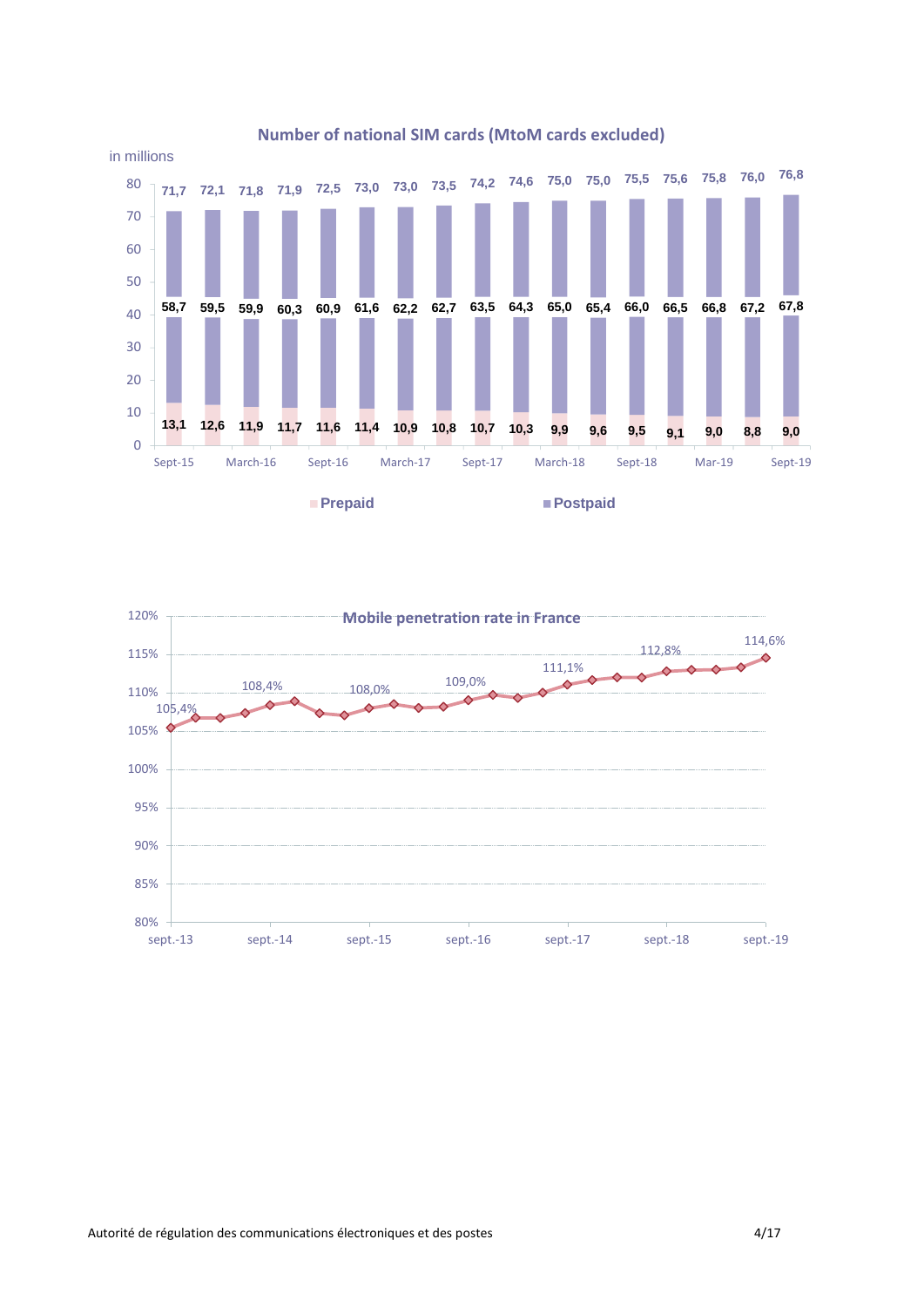## Number of national SIM cards (MtoM cards excluded)

in millions

| | Prepaid | Postpaid | Total |
|---|---|---|---|
| Sept-15 | 13,1 | 58,7 | 71,7 |
| | 12,6 | 59,5 | 72,1 |
| March-16 | 11,9 | 59,9 | 71,8 |
| | 11,7 | 60,3 | 71,9 |
| Sept-16 | 11,6 | 60,9 | 72,5 |
| | 11,4 | 61,6 | 73,0 |
| March-17 | 10,9 | 62,2 | 73,0 |
| | 10,8 | 62,7 | 73,5 |
| Sept-17 | 10,7 | 63,5 | 74,2 |
| | 10,3 | 64,3 | 74,6 |
| March-18 | 9,9 | 65,0 | 75,0 |
| | 9,6 | 65,4 | 75,0 |
| Sept-18 | 9,5 | 66,0 | 75,5 |
| | 9,1 | 66,5 | 75,6 |
| Mar-19 | 9,0 | 66,8 | 75,8 |
| | 8,8 | 67,2 | 76,0 |
| Sept-19 | 9,0 | 67,8 | 76,8 |

## Mobile penetration rate in France

Labelled values: 105,4% (sept.-13); 108,4%; 108,0%; 109,0%; 111,1%; 112,8%; 114,6% (sept.-19)

X-axis: sept.-13, sept.-14, sept.-15, sept.-16, sept.-17, sept.-18, sept.-19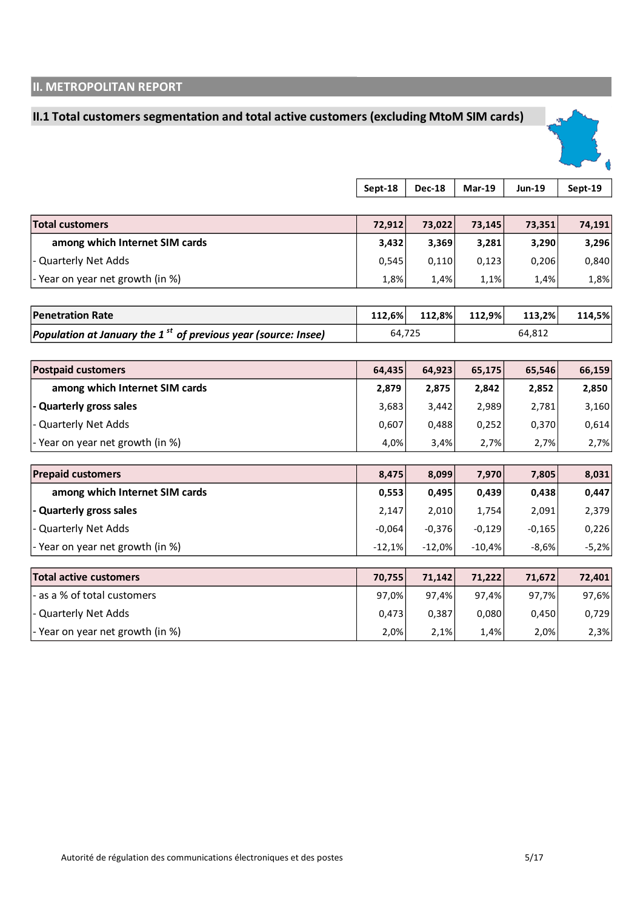## II. METROPOLITAN REPORT

### II.1 Total customers segmentation and total active customers (excluding MtoM SIM cards)

| | Sept-18 | Dec-18 | Mar-19 | Jun-19 | Sept-19 |
|---|---|---|---|---|---|
| **Total customers** | **72,912** | **73,022** | **73,145** | **73,351** | **74,191** |
| **among which Internet SIM cards** | **3,432** | **3,369** | **3,281** | **3,290** | **3,296** |
| - Quarterly Net Adds | 0,545 | 0,110 | 0,123 | 0,206 | 0,840 |
| - Year on year net growth (in %) | 1,8% | 1,4% | 1,1% | 1,4% | 1,8% |

| | Sept-18 | Dec-18 | Mar-19 | Jun-19 | Sept-19 |
|---|---|---|---|---|---|
| **Penetration Rate** | **112,6%** | **112,8%** | **112,9%** | **113,2%** | **114,5%** |
| ***Population at January the 1st of previous year (source: Insee)*** | 64,725 | | 64,812 | | |

| | Sept-18 | Dec-18 | Mar-19 | Jun-19 | Sept-19 |
|---|---|---|---|---|---|
| **Postpaid customers** | **64,435** | **64,923** | **65,175** | **65,546** | **66,159** |
| **among which Internet SIM cards** | **2,879** | **2,875** | **2,842** | **2,852** | **2,850** |
| **- Quarterly gross sales** | 3,683 | 3,442 | 2,989 | 2,781 | 3,160 |
| - Quarterly Net Adds | 0,607 | 0,488 | 0,252 | 0,370 | 0,614 |
| - Year on year net growth (in %) | 4,0% | 3,4% | 2,7% | 2,7% | 2,7% |

| | Sept-18 | Dec-18 | Mar-19 | Jun-19 | Sept-19 |
|---|---|---|---|---|---|
| **Prepaid customers** | **8,475** | **8,099** | **7,970** | **7,805** | **8,031** |
| **among which Internet SIM cards** | **0,553** | **0,495** | **0,439** | **0,438** | **0,447** |
| **- Quarterly gross sales** | 2,147 | 2,010 | 1,754 | 2,091 | 2,379 |
| - Quarterly Net Adds | -0,064 | -0,376 | -0,129 | -0,165 | 0,226 |
| - Year on year net growth (in %) | -12,1% | -12,0% | -10,4% | -8,6% | -5,2% |

| | Sept-18 | Dec-18 | Mar-19 | Jun-19 | Sept-19 |
|---|---|---|---|---|---|
| **Total active customers** | **70,755** | **71,142** | **71,222** | **71,672** | **72,401** |
| - as a % of total customers | 97,0% | 97,4% | 97,4% | 97,7% | 97,6% |
| - Quarterly Net Adds | 0,473 | 0,387 | 0,080 | 0,450 | 0,729 |
| - Year on year net growth (in %) | 2,0% | 2,1% | 1,4% | 2,0% | 2,3% |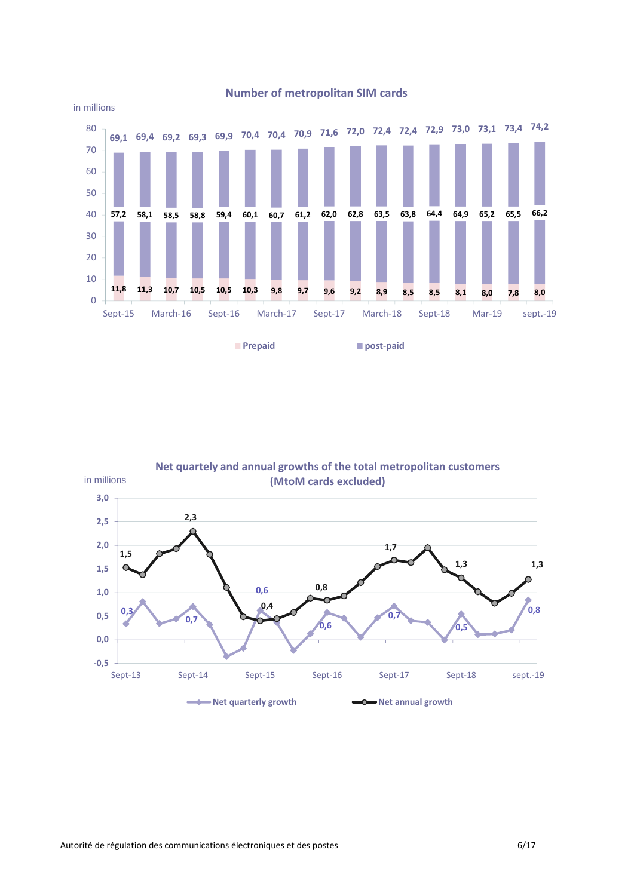**Number of metropolitan SIM cards**

in millions

| | Sept-15 | | March-16 | | Sept-16 | | March-17 | | Sept-17 | | March-18 | | Sept-18 | | Mar-19 | | sept.-19 |
|---|---|---|---|---|---|---|---|---|---|---|---|---|---|---|---|---|---|
| Total | 69,1 | 69,4 | 69,2 | 69,3 | 69,9 | 70,4 | 70,4 | 70,9 | 71,6 | 72,0 | 72,4 | 72,4 | 72,9 | 73,0 | 73,1 | 73,4 | 74,2 |
| post-paid | 57,2 | 58,1 | 58,5 | 58,8 | 59,4 | 60,1 | 60,7 | 61,2 | 62,0 | 62,8 | 63,5 | 63,8 | 64,4 | 64,9 | 65,2 | 65,5 | 66,2 |
| Prepaid | 11,8 | 11,3 | 10,7 | 10,5 | 10,5 | 10,3 | 9,8 | 9,7 | 9,6 | 9,2 | 8,9 | 8,5 | 8,5 | 8,1 | 8,0 | 7,8 | 8,0 |

**Net quartely and annual growths of the total metropolitan customers (MtoM cards excluded)**

in millions

Chart legend: Net quarterly growth; Net annual growth

Labelled values:

| | Sept-13 | Sept-14 | Sept-15 | Sept-16 | Sept-17 | Sept-18 | sept.-19 |
|---|---|---|---|---|---|---|---|
| Net quarterly growth | 0,3 | 0,7 | 0,6 | 0,6 | 0,7 | 0,5 | 0,8 |
| Net annual growth | 1,5 | 2,3 | 0,4 | 0,8 | 1,7 | 1,3 | 1,3 |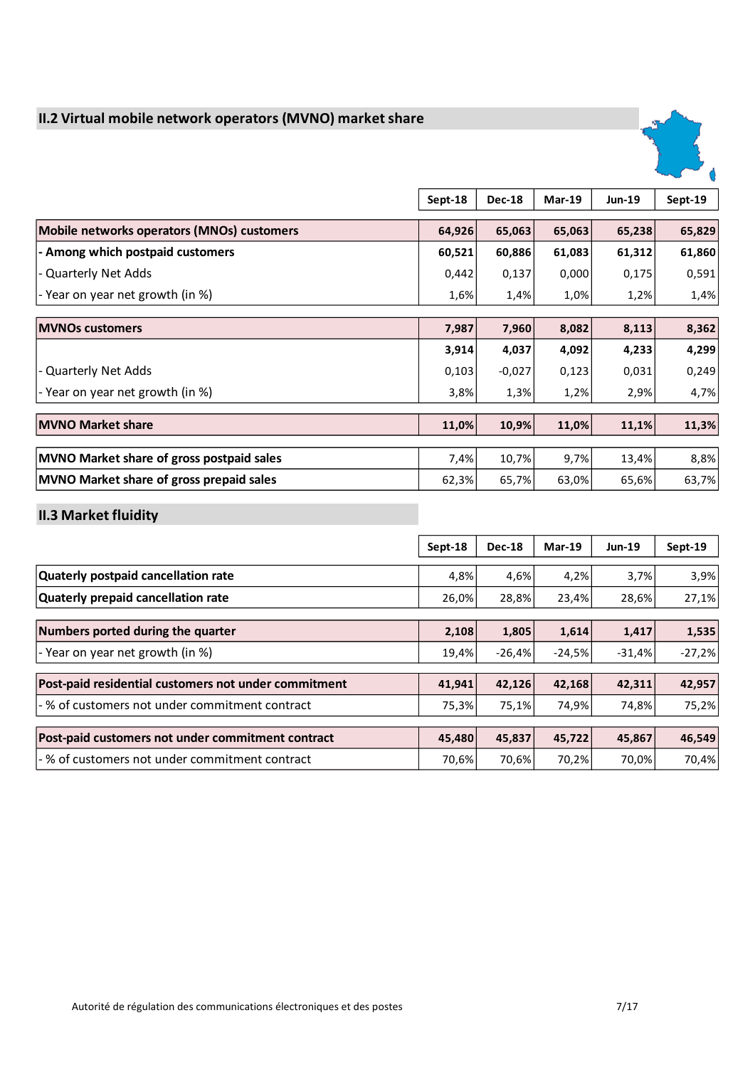## II.2 Virtual mobile network operators (MVNO) market share

| | Sept-18 | Dec-18 | Mar-19 | Jun-19 | Sept-19 |
|---|---|---|---|---|---|
| **Mobile networks operators (MNOs) customers** | **64,926** | **65,063** | **65,063** | **65,238** | **65,829** |
| **- Among which postpaid customers** | **60,521** | **60,886** | **61,083** | **61,312** | **61,860** |
| - Quarterly Net Adds | 0,442 | 0,137 | 0,000 | 0,175 | 0,591 |
| - Year on year net growth (in %) | 1,6% | 1,4% | 1,0% | 1,2% | 1,4% |
| **MVNOs customers** | **7,987** | **7,960** | **8,082** | **8,113** | **8,362** |
| | **3,914** | **4,037** | **4,092** | **4,233** | **4,299** |
| - Quarterly Net Adds | 0,103 | -0,027 | 0,123 | 0,031 | 0,249 |
| - Year on year net growth (in %) | 3,8% | 1,3% | 1,2% | 2,9% | 4,7% |
| **MVNO Market share** | **11,0%** | **10,9%** | **11,0%** | **11,1%** | **11,3%** |
| **MVNO Market share of gross postpaid sales** | 7,4% | 10,7% | 9,7% | 13,4% | 8,8% |
| **MVNO Market share of gross prepaid sales** | 62,3% | 65,7% | 63,0% | 65,6% | 63,7% |

## II.3 Market fluidity

| | Sept-18 | Dec-18 | Mar-19 | Jun-19 | Sept-19 |
|---|---|---|---|---|---|
| **Quaterly postpaid cancellation rate** | 4,8% | 4,6% | 4,2% | 3,7% | 3,9% |
| **Quaterly prepaid cancellation rate** | 26,0% | 28,8% | 23,4% | 28,6% | 27,1% |
| **Numbers ported during the quarter** | **2,108** | **1,805** | **1,614** | **1,417** | **1,535** |
| - Year on year net growth (in %) | 19,4% | -26,4% | -24,5% | -31,4% | -27,2% |
| **Post-paid residential customers not under commitment** | **41,941** | **42,126** | **42,168** | **42,311** | **42,957** |
| - % of customers not under commitment contract | 75,3% | 75,1% | 74,9% | 74,8% | 75,2% |
| **Post-paid customers not under commitment contract** | **45,480** | **45,837** | **45,722** | **45,867** | **46,549** |
| - % of customers not under commitment contract | 70,6% | 70,6% | 70,2% | 70,0% | 70,4% |

Autorité de régulation des communications électroniques et des postes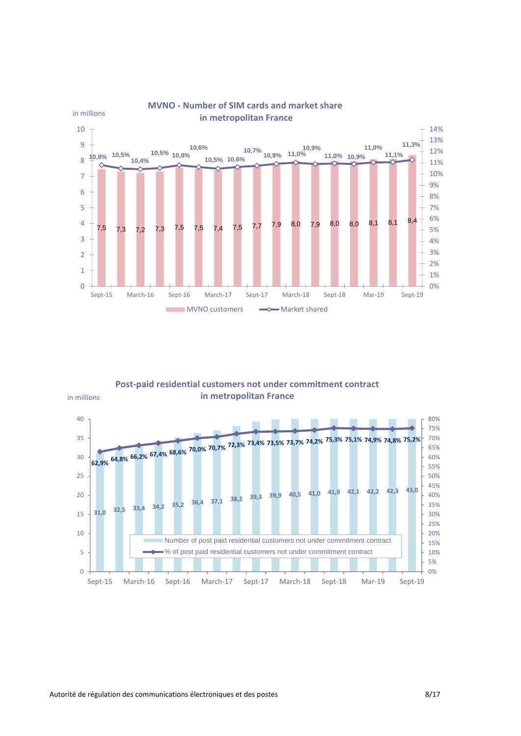## MVNO - Number of SIM cards and market share in metropolitan France

in millions

| Period | MVNO customers (millions) | Market shared |
|---|---|---|
| Sept-15 | 7,5 | 10,8% |
| | 7,3 | 10,5% |
| March-16 | 7,2 | 10,4% |
| | 7,3 | 10,5% |
| Sept-16 | 7,5 | 10,8% |
| | 7,5 | 10,6% |
| March-17 | 7,4 | 10,5% |
| | 7,5 | 10,6% |
| Sept-17 | 7,7 | 10,7% |
| | 7,9 | 10,9% |
| March-18 | 8,0 | 11,0% |
| | 7,9 | 10,9% |
| Sept-18 | 8,0 | 11,0% |
| | 8,0 | 10,9% |
| Mar-19 | 8,1 | 11,0% |
| | 8,1 | 11,1% |
| Sept-19 | 8,4 | 11,3% |

## Post-paid residential customers not under commitment contract in metropolitan France

in millions

| Period | Number of post paid residential customers not under commitment contract | % of post paid residential customers not under commitment contract |
|---|---|---|
| Sept-15 | 31,0 | 62,9% |
| | 32,5 | 64,8% |
| March-16 | 33,4 | 66,2% |
| | 34,2 | 67,4% |
| Sept-16 | 35,2 | 68,6% |
| | 36,4 | 70,0% |
| March-17 | 37,1 | 70,7% |
| | 38,2 | 72,3% |
| Sept-17 | 39,3 | 73,4% |
| | 39,9 | 73,5% |
| March-18 | 40,5 | 73,7% |
| | 41,0 | 74,2% |
| Sept-18 | 41,9 | 75,3% |
| | 42,1 | 75,1% |
| Mar-19 | 42,2 | 74,9% |
| | 42,3 | 74,8% |
| Sept-19 | 43,0 | 75,2% |

Autorité de régulation des communications électroniques et des postes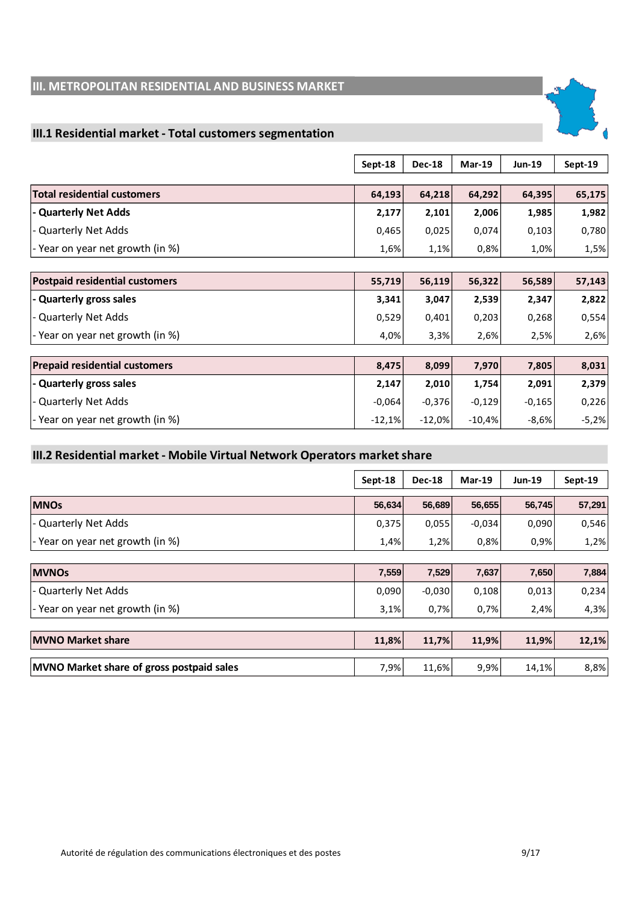## III. METROPOLITAN RESIDENTIAL AND BUSINESS MARKET

### III.1 Residential market - Total customers segmentation

| | Sept-18 | Dec-18 | Mar-19 | Jun-19 | Sept-19 |
|---|---|---|---|---|---|
| **Total residential customers** | **64,193** | **64,218** | **64,292** | **64,395** | **65,175** |
| **- Quarterly Net Adds** | **2,177** | **2,101** | **2,006** | **1,985** | **1,982** |
| - Quarterly Net Adds | 0,465 | 0,025 | 0,074 | 0,103 | 0,780 |
| - Year on year net growth (in %) | 1,6% | 1,1% | 0,8% | 1,0% | 1,5% |
| **Postpaid residential customers** | **55,719** | **56,119** | **56,322** | **56,589** | **57,143** |
| **- Quarterly gross sales** | **3,341** | **3,047** | **2,539** | **2,347** | **2,822** |
| - Quarterly Net Adds | 0,529 | 0,401 | 0,203 | 0,268 | 0,554 |
| - Year on year net growth (in %) | 4,0% | 3,3% | 2,6% | 2,5% | 2,6% |
| **Prepaid residential customers** | **8,475** | **8,099** | **7,970** | **7,805** | **8,031** |
| **- Quarterly gross sales** | **2,147** | **2,010** | **1,754** | **2,091** | **2,379** |
| - Quarterly Net Adds | -0,064 | -0,376 | -0,129 | -0,165 | 0,226 |
| - Year on year net growth (in %) | -12,1% | -12,0% | -10,4% | -8,6% | -5,2% |

### III.2 Residential market - Mobile Virtual Network Operators market share

| | Sept-18 | Dec-18 | Mar-19 | Jun-19 | Sept-19 |
|---|---|---|---|---|---|
| **MNOs** | **56,634** | **56,689** | **56,655** | **56,745** | **57,291** |
| - Quarterly Net Adds | 0,375 | 0,055 | -0,034 | 0,090 | 0,546 |
| - Year on year net growth (in %) | 1,4% | 1,2% | 0,8% | 0,9% | 1,2% |
| **MVNOs** | **7,559** | **7,529** | **7,637** | **7,650** | **7,884** |
| - Quarterly Net Adds | 0,090 | -0,030 | 0,108 | 0,013 | 0,234 |
| - Year on year net growth (in %) | 3,1% | 0,7% | 0,7% | 2,4% | 4,3% |
| **MVNO Market share** | **11,8%** | **11,7%** | **11,9%** | **11,9%** | **12,1%** |
| **MVNO Market share of gross postpaid sales** | 7,9% | 11,6% | 9,9% | 14,1% | 8,8% |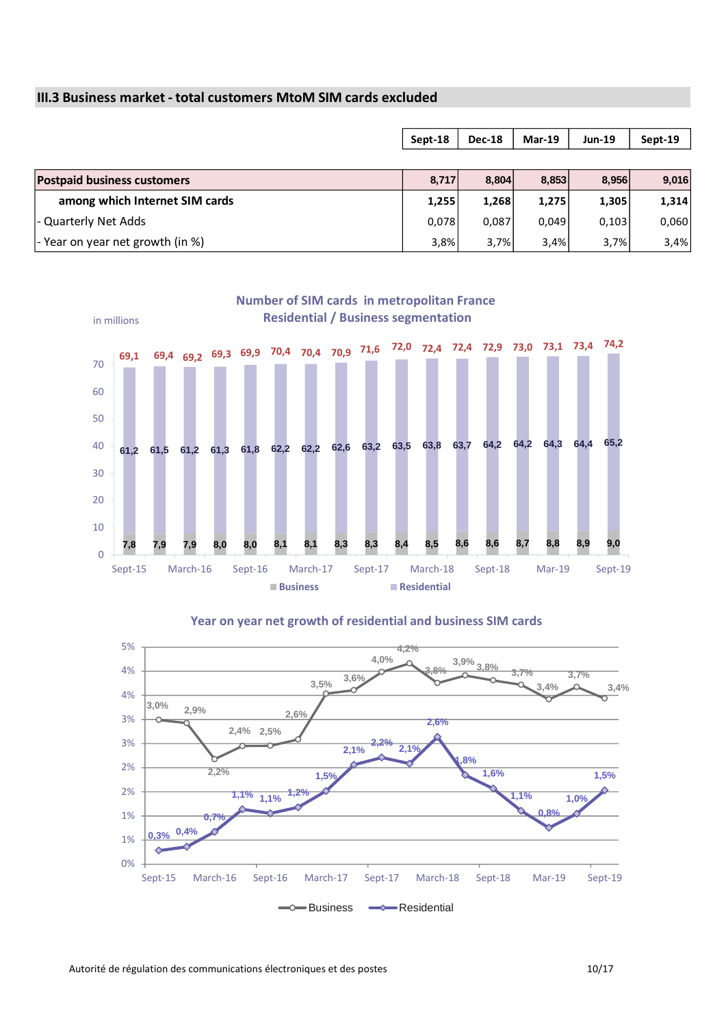### III.3 Business market - total customers MtoM SIM cards excluded

| | Sept-18 | Dec-18 | Mar-19 | Jun-19 | Sept-19 |
|---|---|---|---|---|---|
| **Postpaid business customers** | **8,717** | **8,804** | **8,853** | **8,956** | **9,016** |
| **among which Internet SIM cards** | **1,255** | **1,268** | **1,275** | **1,305** | **1,314** |
| - Quarterly Net Adds | 0,078 | 0,087 | 0,049 | 0,103 | 0,060 |
| - Year on year net growth (in %) | 3,8% | 3,7% | 3,4% | 3,7% | 3,4% |

**Number of SIM cards in metropolitan France**
**Residential / Business segmentation**

in millions

| | Sept-15 | | March-16 | | Sept-16 | | March-17 | | Sept-17 | | March-18 | | Sept-18 | | Mar-19 | | Sept-19 |
|---|---|---|---|---|---|---|---|---|---|---|---|---|---|---|---|---|---|
| Total | 69,1 | 69,4 | 69,2 | 69,3 | 69,9 | 70,4 | 70,4 | 70,9 | 71,6 | 72,0 | 72,4 | 72,4 | 72,9 | 73,0 | 73,1 | 73,4 | 74,2 |
| Residential | 61,2 | 61,5 | 61,2 | 61,3 | 61,8 | 62,2 | 62,2 | 62,6 | 63,2 | 63,5 | 63,8 | 63,7 | 64,2 | 64,2 | 64,3 | 64,4 | 65,2 |
| Business | 7,8 | 7,9 | 7,9 | 8,0 | 8,0 | 8,1 | 8,1 | 8,3 | 8,3 | 8,4 | 8,5 | 8,6 | 8,6 | 8,7 | 8,8 | 8,9 | 9,0 |

**Year on year net growth of residential and business SIM cards**

| | Sept-15 | | March-16 | | Sept-16 | | March-17 | | Sept-17 | | March-18 | | Sept-18 | | Mar-19 | | Sept-19 |
|---|---|---|---|---|---|---|---|---|---|---|---|---|---|---|---|---|---|
| Business | 3,0% | 2,9% | 2,2% | 2,4% | 2,5% | 2,6% | 3,5% | 3,6% | 4,0% | 4,2% | 3,8% | 3,9% | 3,8% | 3,7% | 3,4% | 3,7% | 3,4% |
| Residential | 0,3% | 0,4% | 0,7% | 1,1% | 1,1% | 1,2% | 1,5% | 2,1% | 2,2% | 2,1% | 2,6% | 1,8% | 1,6% | 1,1% | 0,8% | 1,0% | 1,5% |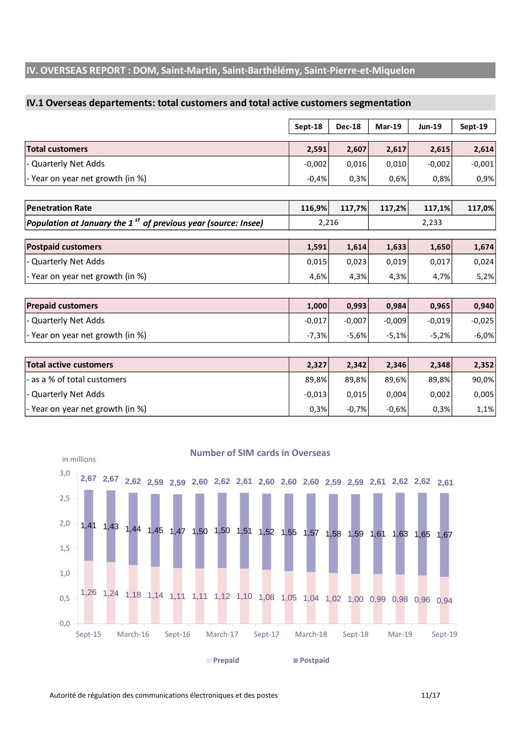## IV. OVERSEAS REPORT : DOM, Saint-Martin, Saint-Barthélémy, Saint-Pierre-et-Miquelon

### IV.1 Overseas departements: total customers and total active customers segmentation

| | Sept-18 | Dec-18 | Mar-19 | Jun-19 | Sept-19 |
|---|---|---|---|---|---|
| **Total customers** | **2,591** | **2,607** | **2,617** | **2,615** | **2,614** |
| - Quarterly Net Adds | -0,002 | 0,016 | 0,010 | -0,002 | -0,001 |
| - Year on year net growth (in %) | -0,4% | 0,3% | 0,6% | 0,8% | 0,9% |

| | | | | | |
|---|---|---|---|---|---|
| **Penetration Rate** | **116,9%** | **117,7%** | **117,2%** | **117,1%** | **117,0%** |
| ***Population at January the 1st of previous year (source: Insee)*** | 2,216 | | 2,233 | | |

| | | | | | |
|---|---|---|---|---|---|
| **Postpaid customers** | **1,591** | **1,614** | **1,633** | **1,650** | **1,674** |
| - Quarterly Net Adds | 0,015 | 0,023 | 0,019 | 0,017 | 0,024 |
| - Year on year net growth (in %) | 4,6% | 4,3% | 4,3% | 4,7% | 5,2% |

| | | | | | |
|---|---|---|---|---|---|
| **Prepaid customers** | **1,000** | **0,993** | **0,984** | **0,965** | **0,940** |
| - Quarterly Net Adds | -0,017 | -0,007 | -0,009 | -0,019 | -0,025 |
| - Year on year net growth (in %) | -7,3% | -5,6% | -5,1% | -5,2% | -6,0% |

| | | | | | |
|---|---|---|---|---|---|
| **Total active customers** | **2,327** | **2,342** | **2,346** | **2,348** | **2,352** |
| - as a % of total customers | 89,8% | 89,8% | 89,6% | 89,8% | 90,0% |
| - Quarterly Net Adds | -0,013 | 0,015 | 0,004 | 0,002 | 0,005 |
| - Year on year net growth (in %) | 0,3% | -0,7% | -0,6% | 0,3% | 1,1% |

**Number of SIM cards in Overseas**

in millions

| | Sept-15 | | March-16 | | Sept-16 | | March-17 | | Sept-17 | | March-18 | | Sept-18 | | Mar-19 | | Sept-19 |
|---|---|---|---|---|---|---|---|---|---|---|---|---|---|---|---|---|---|
| Total | 2,67 | 2,67 | 2,62 | 2,59 | 2,59 | 2,60 | 2,62 | 2,61 | 2,60 | 2,60 | 2,60 | 2,59 | 2,59 | 2,61 | 2,62 | 2,62 | 2,61 |
| Postpaid | 1,41 | 1,43 | 1,44 | 1,45 | 1,47 | 1,50 | 1,50 | 1,51 | 1,52 | 1,55 | 1,57 | 1,58 | 1,59 | 1,61 | 1,63 | 1,65 | 1,67 |
| Prepaid | 1,26 | 1,24 | 1,18 | 1,14 | 1,11 | 1,11 | 1,12 | 1,10 | 1,08 | 1,05 | 1,04 | 1,02 | 1,00 | 0,99 | 0,98 | 0,96 | 0,94 |

Autorité de régulation des communications électroniques et des postes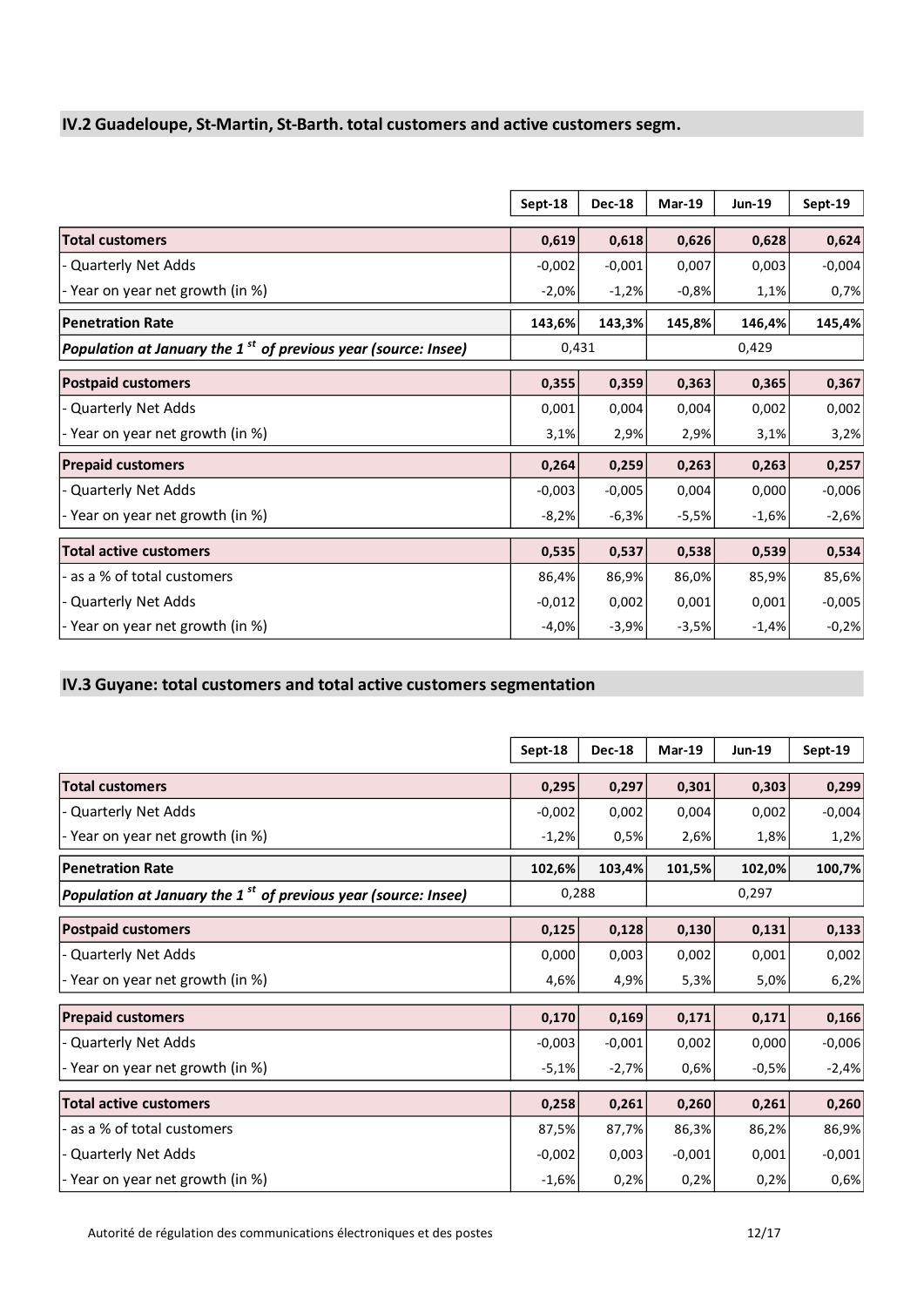## IV.2 Guadeloupe, St-Martin, St-Barth. total customers and active customers segm.

| | Sept-18 | Dec-18 | Mar-19 | Jun-19 | Sept-19 |
|---|---|---|---|---|---|
| **Total customers** | **0,619** | **0,618** | **0,626** | **0,628** | **0,624** |
| - Quarterly Net Adds | -0,002 | -0,001 | 0,007 | 0,003 | -0,004 |
| - Year on year net growth (in %) | -2,0% | -1,2% | -0,8% | 1,1% | 0,7% |
| **Penetration Rate** | **143,6%** | **143,3%** | **145,8%** | **146,4%** | **145,4%** |
| ***Population at January the 1st of previous year (source: Insee)*** | 0,431 | | 0,429 | | |
| **Postpaid customers** | **0,355** | **0,359** | **0,363** | **0,365** | **0,367** |
| - Quarterly Net Adds | 0,001 | 0,004 | 0,004 | 0,002 | 0,002 |
| - Year on year net growth (in %) | 3,1% | 2,9% | 2,9% | 3,1% | 3,2% |
| **Prepaid customers** | **0,264** | **0,259** | **0,263** | **0,263** | **0,257** |
| - Quarterly Net Adds | -0,003 | -0,005 | 0,004 | 0,000 | -0,006 |
| - Year on year net growth (in %) | -8,2% | -6,3% | -5,5% | -1,6% | -2,6% |
| **Total active customers** | **0,535** | **0,537** | **0,538** | **0,539** | **0,534** |
| - as a % of total customers | 86,4% | 86,9% | 86,0% | 85,9% | 85,6% |
| - Quarterly Net Adds | -0,012 | 0,002 | 0,001 | 0,001 | -0,005 |
| - Year on year net growth (in %) | -4,0% | -3,9% | -3,5% | -1,4% | -0,2% |

## IV.3 Guyane: total customers and total active customers segmentation

| | Sept-18 | Dec-18 | Mar-19 | Jun-19 | Sept-19 |
|---|---|---|---|---|---|
| **Total customers** | **0,295** | **0,297** | **0,301** | **0,303** | **0,299** |
| - Quarterly Net Adds | -0,002 | 0,002 | 0,004 | 0,002 | -0,004 |
| - Year on year net growth (in %) | -1,2% | 0,5% | 2,6% | 1,8% | 1,2% |
| **Penetration Rate** | **102,6%** | **103,4%** | **101,5%** | **102,0%** | **100,7%** |
| ***Population at January the 1st of previous year (source: Insee)*** | 0,288 | | 0,297 | | |
| **Postpaid customers** | **0,125** | **0,128** | **0,130** | **0,131** | **0,133** |
| - Quarterly Net Adds | 0,000 | 0,003 | 0,002 | 0,001 | 0,002 |
| - Year on year net growth (in %) | 4,6% | 4,9% | 5,3% | 5,0% | 6,2% |
| **Prepaid customers** | **0,170** | **0,169** | **0,171** | **0,171** | **0,166** |
| - Quarterly Net Adds | -0,003 | -0,001 | 0,002 | 0,000 | -0,006 |
| - Year on year net growth (in %) | -5,1% | -2,7% | 0,6% | -0,5% | -2,4% |
| **Total active customers** | **0,258** | **0,261** | **0,260** | **0,261** | **0,260** |
| - as a % of total customers | 87,5% | 87,7% | 86,3% | 86,2% | 86,9% |
| - Quarterly Net Adds | -0,002 | 0,003 | -0,001 | 0,001 | -0,001 |
| - Year on year net growth (in %) | -1,6% | 0,2% | 0,2% | 0,2% | 0,6% |

Autorité de régulation des communications électroniques et des postes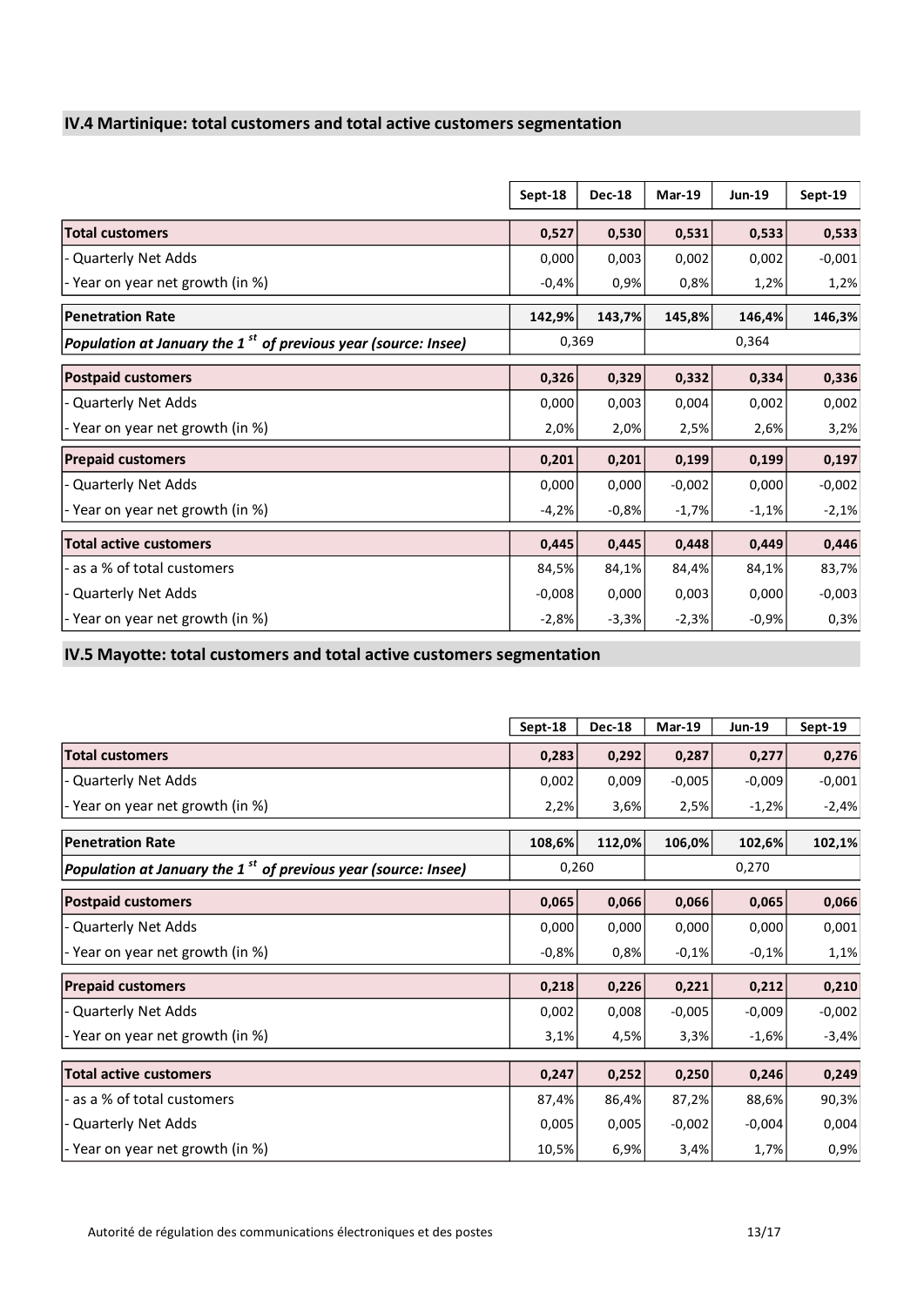## IV.4 Martinique: total customers and total active customers segmentation

| | Sept-18 | Dec-18 | Mar-19 | Jun-19 | Sept-19 |
|---|---|---|---|---|---|
| **Total customers** | **0,527** | **0,530** | **0,531** | **0,533** | **0,533** |
| - Quarterly Net Adds | 0,000 | 0,003 | 0,002 | 0,002 | -0,001 |
| - Year on year net growth (in %) | -0,4% | 0,9% | 0,8% | 1,2% | 1,2% |
| **Penetration Rate** | **142,9%** | **143,7%** | **145,8%** | **146,4%** | **146,3%** |
| ***Population at January the 1st of previous year (source: Insee)*** | 0,369 | | 0,364 | | |
| **Postpaid customers** | **0,326** | **0,329** | **0,332** | **0,334** | **0,336** |
| - Quarterly Net Adds | 0,000 | 0,003 | 0,004 | 0,002 | 0,002 |
| - Year on year net growth (in %) | 2,0% | 2,0% | 2,5% | 2,6% | 3,2% |
| **Prepaid customers** | **0,201** | **0,201** | **0,199** | **0,199** | **0,197** |
| - Quarterly Net Adds | 0,000 | 0,000 | -0,002 | 0,000 | -0,002 |
| - Year on year net growth (in %) | -4,2% | -0,8% | -1,7% | -1,1% | -2,1% |
| **Total active customers** | **0,445** | **0,445** | **0,448** | **0,449** | **0,446** |
| - as a % of total customers | 84,5% | 84,1% | 84,4% | 84,1% | 83,7% |
| - Quarterly Net Adds | -0,008 | 0,000 | 0,003 | 0,000 | -0,003 |
| - Year on year net growth (in %) | -2,8% | -3,3% | -2,3% | -0,9% | 0,3% |

## IV.5 Mayotte: total customers and total active customers segmentation

| | Sept-18 | Dec-18 | Mar-19 | Jun-19 | Sept-19 |
|---|---|---|---|---|---|
| **Total customers** | **0,283** | **0,292** | **0,287** | **0,277** | **0,276** |
| - Quarterly Net Adds | 0,002 | 0,009 | -0,005 | -0,009 | -0,001 |
| - Year on year net growth (in %) | 2,2% | 3,6% | 2,5% | -1,2% | -2,4% |
| **Penetration Rate** | **108,6%** | **112,0%** | **106,0%** | **102,6%** | **102,1%** |
| ***Population at January the 1st of previous year (source: Insee)*** | 0,260 | | 0,270 | | |
| **Postpaid customers** | **0,065** | **0,066** | **0,066** | **0,065** | **0,066** |
| - Quarterly Net Adds | 0,000 | 0,000 | 0,000 | 0,000 | 0,001 |
| - Year on year net growth (in %) | -0,8% | 0,8% | -0,1% | -0,1% | 1,1% |
| **Prepaid customers** | **0,218** | **0,226** | **0,221** | **0,212** | **0,210** |
| - Quarterly Net Adds | 0,002 | 0,008 | -0,005 | -0,009 | -0,002 |
| - Year on year net growth (in %) | 3,1% | 4,5% | 3,3% | -1,6% | -3,4% |
| **Total active customers** | **0,247** | **0,252** | **0,250** | **0,246** | **0,249** |
| - as a % of total customers | 87,4% | 86,4% | 87,2% | 88,6% | 90,3% |
| - Quarterly Net Adds | 0,005 | 0,005 | -0,002 | -0,004 | 0,004 |
| - Year on year net growth (in %) | 10,5% | 6,9% | 3,4% | 1,7% | 0,9% |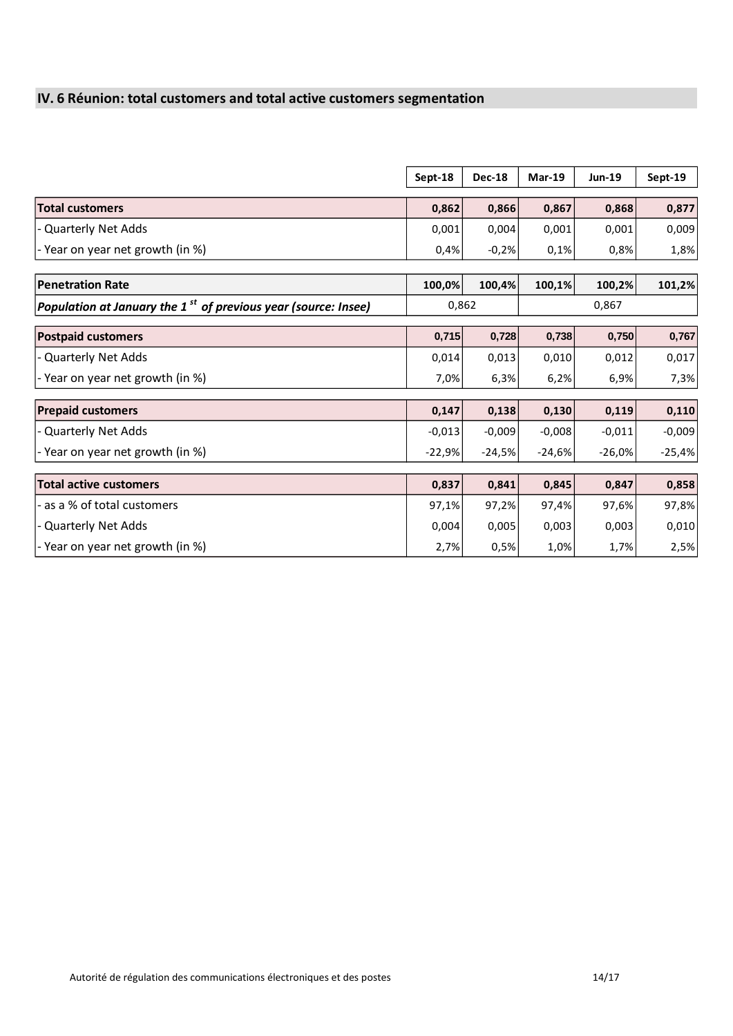## IV. 6 Réunion: total customers and total active customers segmentation

| | Sept-18 | Dec-18 | Mar-19 | Jun-19 | Sept-19 |
|---|---|---|---|---|---|
| **Total customers** | **0,862** | **0,866** | **0,867** | **0,868** | **0,877** |
| - Quarterly Net Adds | 0,001 | 0,004 | 0,001 | 0,001 | 0,009 |
| - Year on year net growth (in %) | 0,4% | -0,2% | 0,1% | 0,8% | 1,8% |
| **Penetration Rate** | **100,0%** | **100,4%** | **100,1%** | **100,2%** | **101,2%** |
| ***Population at January the 1st of previous year (source: Insee)*** | 0,862 | | 0,867 | | |
| **Postpaid customers** | **0,715** | **0,728** | **0,738** | **0,750** | **0,767** |
| - Quarterly Net Adds | 0,014 | 0,013 | 0,010 | 0,012 | 0,017 |
| - Year on year net growth (in %) | 7,0% | 6,3% | 6,2% | 6,9% | 7,3% |
| **Prepaid customers** | **0,147** | **0,138** | **0,130** | **0,119** | **0,110** |
| - Quarterly Net Adds | -0,013 | -0,009 | -0,008 | -0,011 | -0,009 |
| - Year on year net growth (in %) | -22,9% | -24,5% | -24,6% | -26,0% | -25,4% |
| **Total active customers** | **0,837** | **0,841** | **0,845** | **0,847** | **0,858** |
| - as a % of total customers | 97,1% | 97,2% | 97,4% | 97,6% | 97,8% |
| - Quarterly Net Adds | 0,004 | 0,005 | 0,003 | 0,003 | 0,010 |
| - Year on year net growth (in %) | 2,7% | 0,5% | 1,0% | 1,7% | 2,5% |

Autorité de régulation des communications électroniques et des postes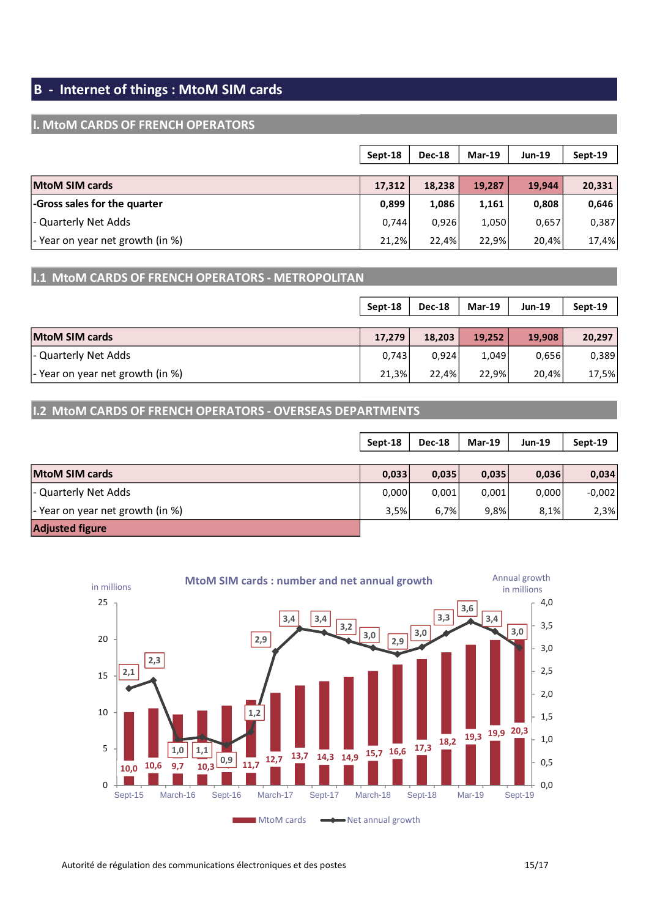# B - Internet of things : MtoM SIM cards

## I. MtoM CARDS OF FRENCH OPERATORS

| | Sept-18 | Dec-18 | Mar-19 | Jun-19 | Sept-19 |
|---|---|---|---|---|---|
| **MtoM SIM cards** | **17,312** | **18,238** | **19,287** | **19,944** | **20,331** |
| **-Gross sales for the quarter** | **0,899** | **1,086** | **1,161** | **0,808** | **0,646** |
| - Quarterly Net Adds | 0,744 | 0,926 | 1,050 | 0,657 | 0,387 |
| - Year on year net growth (in %) | 21,2% | 22,4% | 22,9% | 20,4% | 17,4% |

## I.1 MtoM CARDS OF FRENCH OPERATORS - METROPOLITAN

| | Sept-18 | Dec-18 | Mar-19 | Jun-19 | Sept-19 |
|---|---|---|---|---|---|
| **MtoM SIM cards** | **17,279** | **18,203** | **19,252** | **19,908** | **20,297** |
| - Quarterly Net Adds | 0,743 | 0,924 | 1,049 | 0,656 | 0,389 |
| - Year on year net growth (in %) | 21,3% | 22,4% | 22,9% | 20,4% | 17,5% |

## I.2 MtoM CARDS OF FRENCH OPERATORS - OVERSEAS DEPARTMENTS

| | Sept-18 | Dec-18 | Mar-19 | Jun-19 | Sept-19 |
|---|---|---|---|---|---|
| **MtoM SIM cards** | **0,033** | **0,035** | **0,035** | **0,036** | **0,034** |
| - Quarterly Net Adds | 0,000 | 0,001 | 0,001 | 0,000 | -0,002 |
| - Year on year net growth (in %) | 3,5% | 6,7% | 9,8% | 8,1% | 2,3% |

**Adjusted figure**

**MtoM SIM cards : number and net annual growth**

| | MtoM cards (in millions) | Net annual growth (in millions) |
|---|---|---|
| Sept-15 | 10,0 | 2,1 |
| Dec-15 | 10,6 | 2,3 |
| March-16 | 9,7 | 1,0 |
| Jun-16 | 10,3 | 1,1 |
| Sept-16 | 10,9 | 0,9 |
| Dec-16 | 11,7 | 1,2 |
| March-17 | 12,7 | 2,9 |
| Jun-17 | 13,7 | 3,4 |
| Sept-17 | 14,3 | 3,4 |
| Dec-17 | 14,9 | 3,2 |
| March-18 | 15,7 | 3,0 |
| Jun-18 | 16,6 | 2,9 |
| Sept-18 | 17,3 | 3,0 |
| Dec-18 | 18,2 | 3,3 |
| Mar-19 | 19,3 | 3,6 |
| Jun-19 | 19,9 | 3,4 |
| Sept-19 | 20,3 | 3,0 |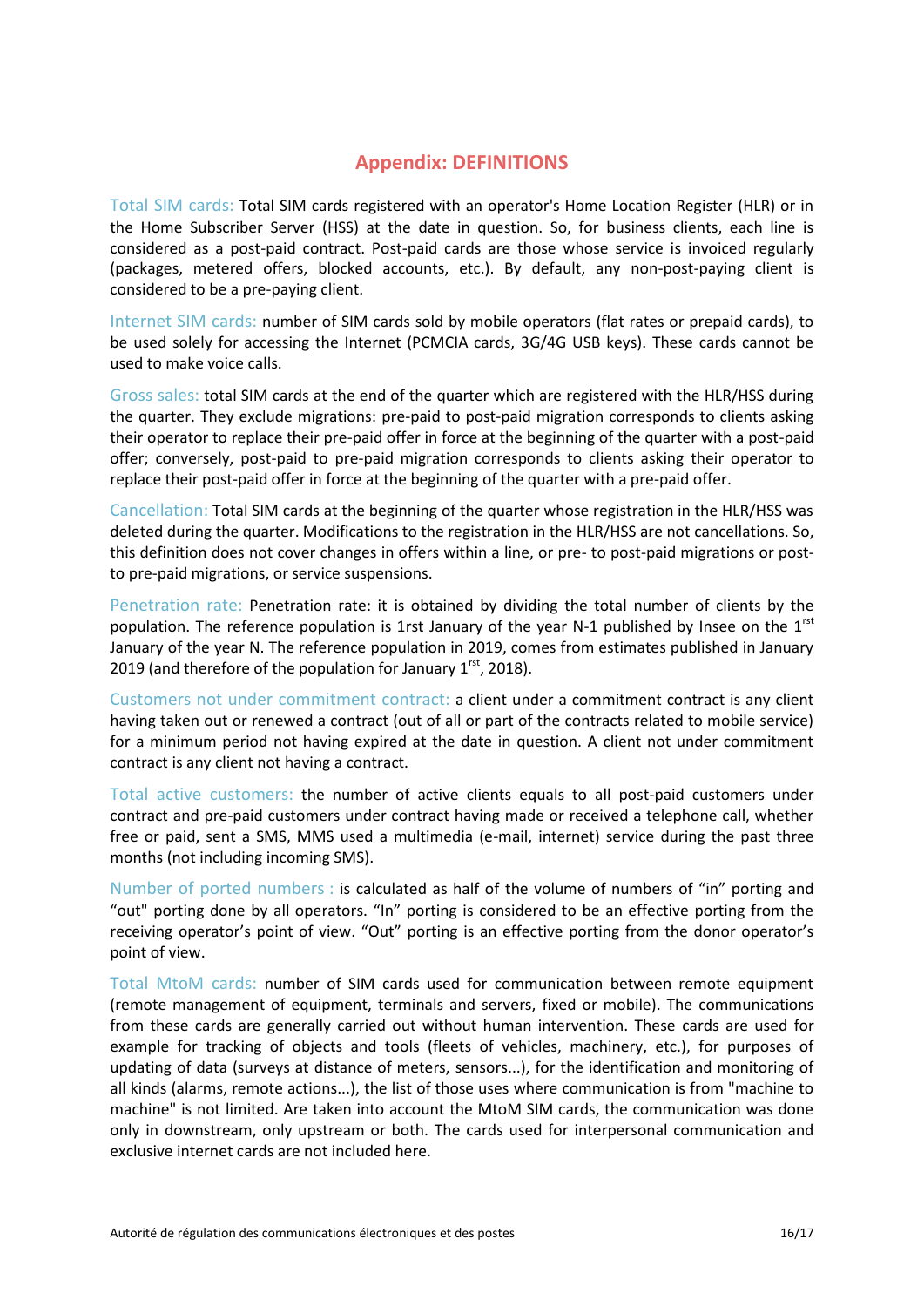## Appendix: DEFINITIONS

Total SIM cards: Total SIM cards registered with an operator's Home Location Register (HLR) or in the Home Subscriber Server (HSS) at the date in question. So, for business clients, each line is considered as a post-paid contract. Post-paid cards are those whose service is invoiced regularly (packages, metered offers, blocked accounts, etc.). By default, any non-post-paying client is considered to be a pre-paying client.

Internet SIM cards: number of SIM cards sold by mobile operators (flat rates or prepaid cards), to be used solely for accessing the Internet (PCMCIA cards, 3G/4G USB keys). These cards cannot be used to make voice calls.

Gross sales: total SIM cards at the end of the quarter which are registered with the HLR/HSS during the quarter. They exclude migrations: pre-paid to post-paid migration corresponds to clients asking their operator to replace their pre-paid offer in force at the beginning of the quarter with a post-paid offer; conversely, post-paid to pre-paid migration corresponds to clients asking their operator to replace their post-paid offer in force at the beginning of the quarter with a pre-paid offer.

Cancellation: Total SIM cards at the beginning of the quarter whose registration in the HLR/HSS was deleted during the quarter. Modifications to the registration in the HLR/HSS are not cancellations. So, this definition does not cover changes in offers within a line, or pre- to post-paid migrations or post- to pre-paid migrations, or service suspensions.

Penetration rate: Penetration rate: it is obtained by dividing the total number of clients by the population. The reference population is 1rst January of the year N-1 published by Insee on the 1[rst] January of the year N. The reference population in 2019, comes from estimates published in January 2019 (and therefore of the population for January 1[rst], 2018).

Customers not under commitment contract: a client under a commitment contract is any client having taken out or renewed a contract (out of all or part of the contracts related to mobile service) for a minimum period not having expired at the date in question. A client not under commitment contract is any client not having a contract.

Total active customers: the number of active clients equals to all post-paid customers under contract and pre-paid customers under contract having made or received a telephone call, whether free or paid, sent a SMS, MMS used a multimedia (e-mail, internet) service during the past three months (not including incoming SMS).

Number of ported numbers : is calculated as half of the volume of numbers of “in” porting and “out" porting done by all operators. “In” porting is considered to be an effective porting from the receiving operator’s point of view. “Out” porting is an effective porting from the donor operator’s point of view.

Total MtoM cards: number of SIM cards used for communication between remote equipment (remote management of equipment, terminals and servers, fixed or mobile). The communications from these cards are generally carried out without human intervention. These cards are used for example for tracking of objects and tools (fleets of vehicles, machinery, etc.), for purposes of updating of data (surveys at distance of meters, sensors...), for the identification and monitoring of all kinds (alarms, remote actions...), the list of those uses where communication is from "machine to machine" is not limited. Are taken into account the MtoM SIM cards, the communication was done only in downstream, only upstream or both. The cards used for interpersonal communication and exclusive internet cards are not included here.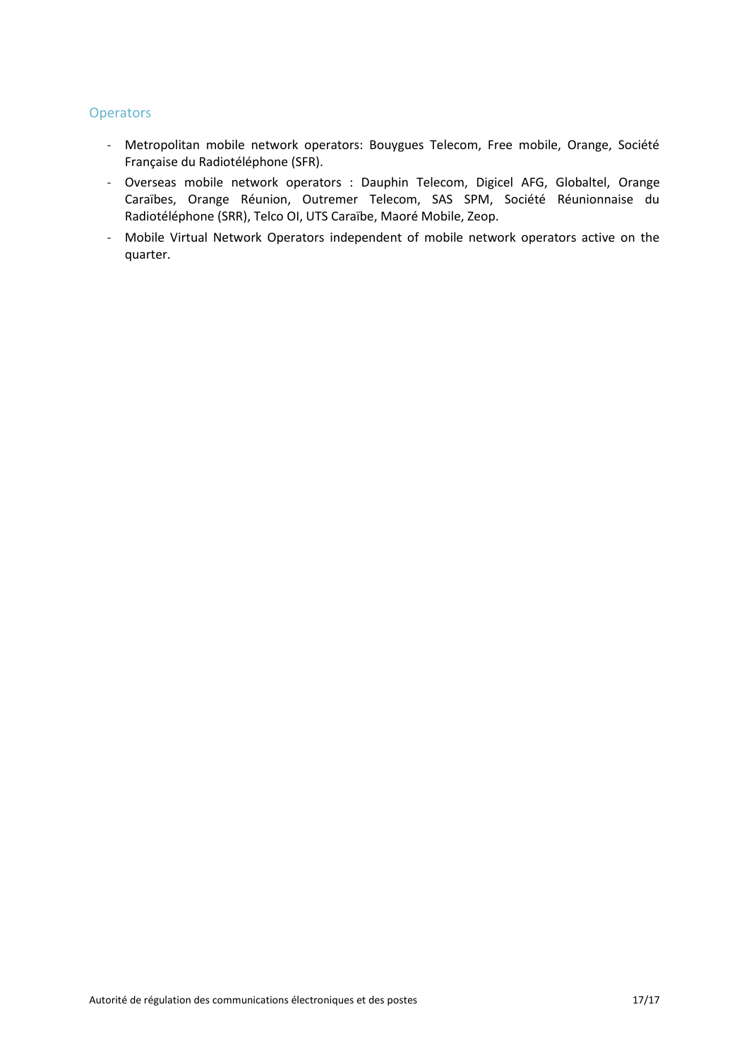## Operators

- Metropolitan mobile network operators: Bouygues Telecom, Free mobile, Orange, Société Française du Radiotéléphone (SFR).
- Overseas mobile network operators : Dauphin Telecom, Digicel AFG, Globaltel, Orange Caraïbes, Orange Réunion, Outremer Telecom, SAS SPM, Société Réunionnaise du Radiotéléphone (SRR), Telco OI, UTS Caraïbe, Maoré Mobile, Zeop.
- Mobile Virtual Network Operators independent of mobile network operators active on the quarter.